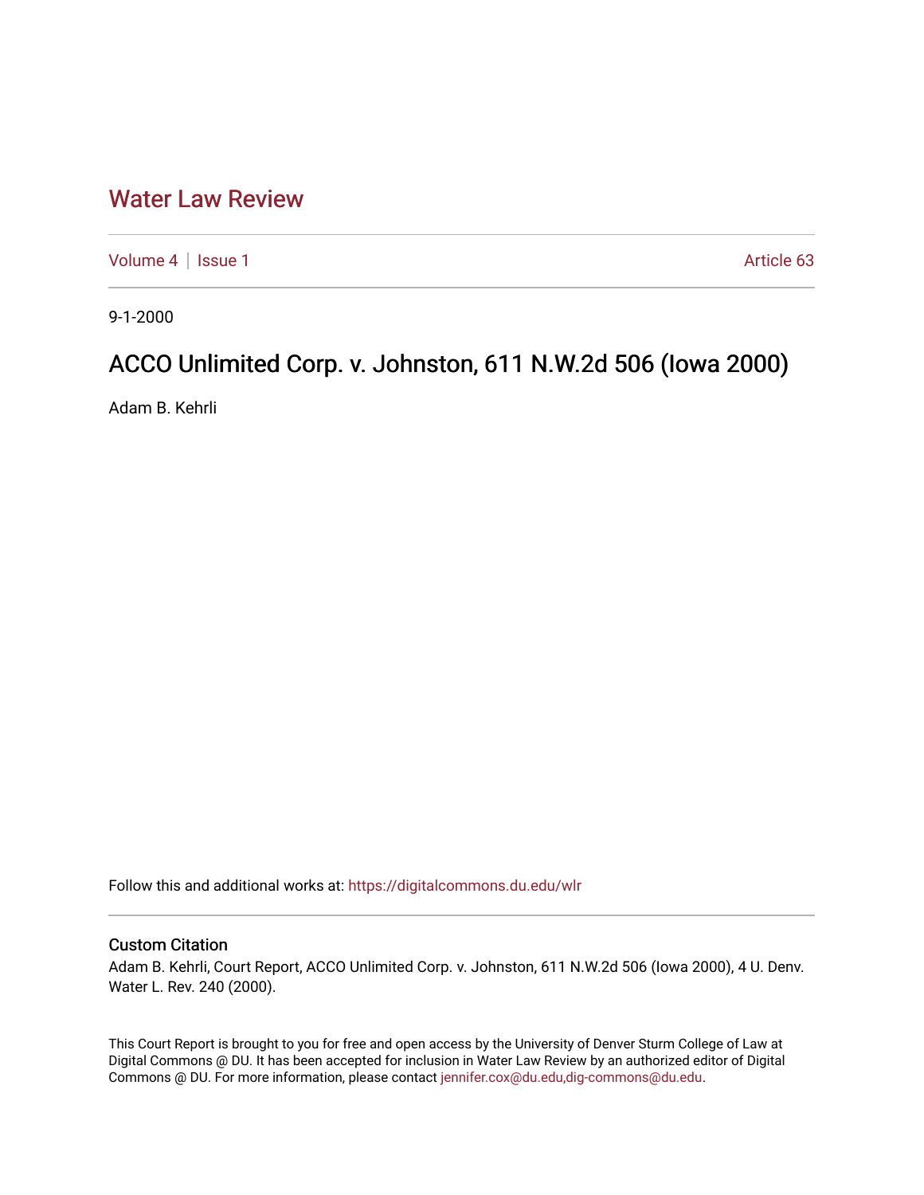# Water Law Review

Volume 4 | Issue 1 Article 63

9-1-2000

# ACCO Unlimited Corp. v. Johnston, 611 N.W.2d 506 (Iowa 2000)

Adam B. Kehrli

Follow this and additional works at: https://digitalcommons.du.edu/wlr

## Custom Citation

Adam B. Kehrli, Court Report, ACCO Unlimited Corp. v. Johnston, 611 N.W.2d 506 (Iowa 2000), 4 U. Denv. Water L. Rev. 240 (2000).

This Court Report is brought to you for free and open access by the University of Denver Sturm College of Law at Digital Commons @ DU. It has been accepted for inclusion in Water Law Review by an authorized editor of Digital Commons @ DU. For more information, please contact jennifer.cox@du.edu,dig-commons@du.edu.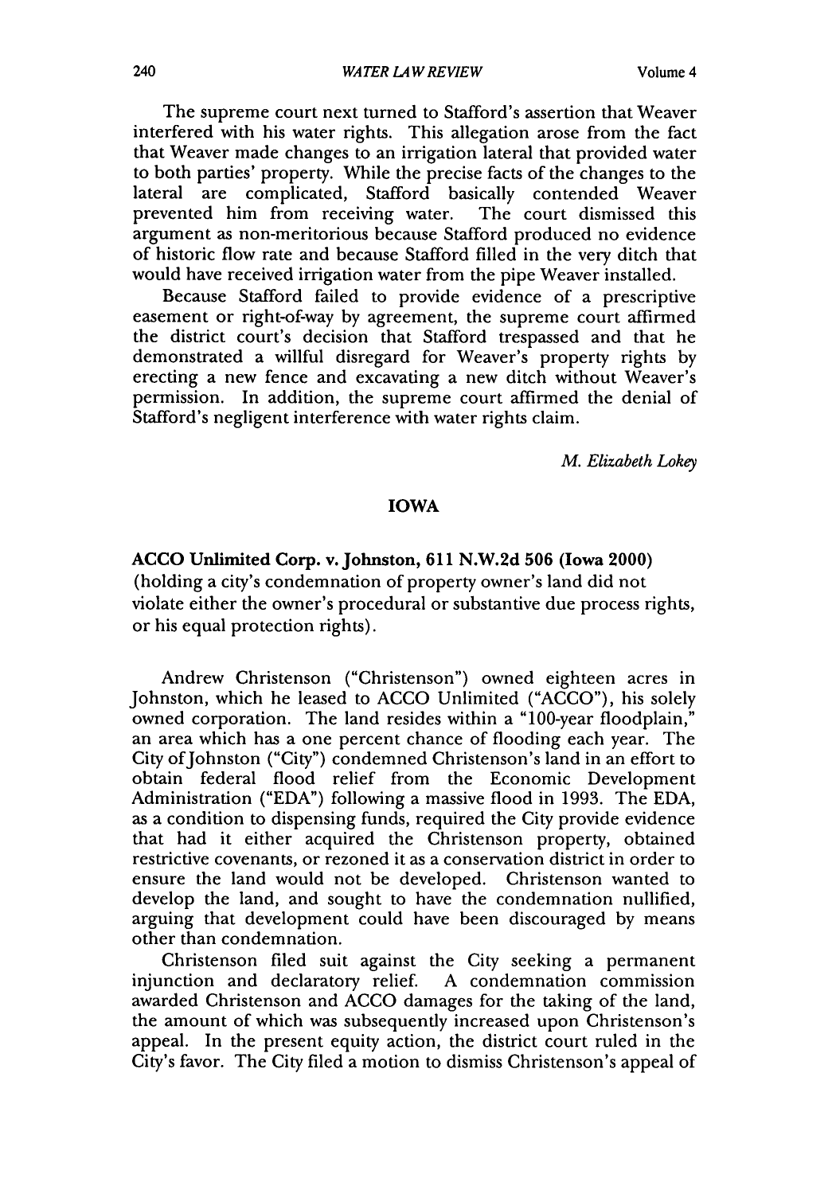The supreme court next turned to Stafford's assertion that Weaver interfered with his water rights. This allegation arose from the fact that Weaver made changes to an irrigation lateral that provided water to both parties' property. While the precise facts of the changes to the lateral are complicated, Stafford basically contended Weaver prevented him from receiving water. The court dismissed this argument as non-meritorious because Stafford produced no evidence of historic flow rate and because Stafford filled in the very ditch that would have received irrigation water from the pipe Weaver installed.

Because Stafford failed to provide evidence of a prescriptive easement or right-of-way by agreement, the supreme court affirmed the district court's decision that Stafford trespassed and that he demonstrated a willful disregard for Weaver's property rights by erecting a new fence and excavating a new ditch without Weaver's permission. In addition, the supreme court affirmed the denial of Stafford's negligent interference with water rights claim.

*M. Elizabeth Lokey*

## IOWA

**ACCO Unlimited Corp. v. Johnston, 611 N.W.2d 506 (Iowa 2000)** (holding a city's condemnation of property owner's land did not violate either the owner's procedural or substantive due process rights, or his equal protection rights).

Andrew Christenson ("Christenson") owned eighteen acres in Johnston, which he leased to ACCO Unlimited ("ACCO"), his solely owned corporation. The land resides within a "100-year floodplain," an area which has a one percent chance of flooding each year. The City of Johnston ("City") condemned Christenson's land in an effort to obtain federal flood relief from the Economic Development Administration ("EDA") following a massive flood in 1993. The EDA, as a condition to dispensing funds, required the City provide evidence that had it either acquired the Christenson property, obtained restrictive covenants, or rezoned it as a conservation district in order to ensure the land would not be developed. Christenson wanted to develop the land, and sought to have the condemnation nullified, arguing that development could have been discouraged by means other than condemnation.

Christenson filed suit against the City seeking a permanent injunction and declaratory relief. A condemnation commission awarded Christenson and ACCO damages for the taking of the land, the amount of which was subsequently increased upon Christenson's appeal. In the present equity action, the district court ruled in the City's favor. The City filed a motion to dismiss Christenson's appeal of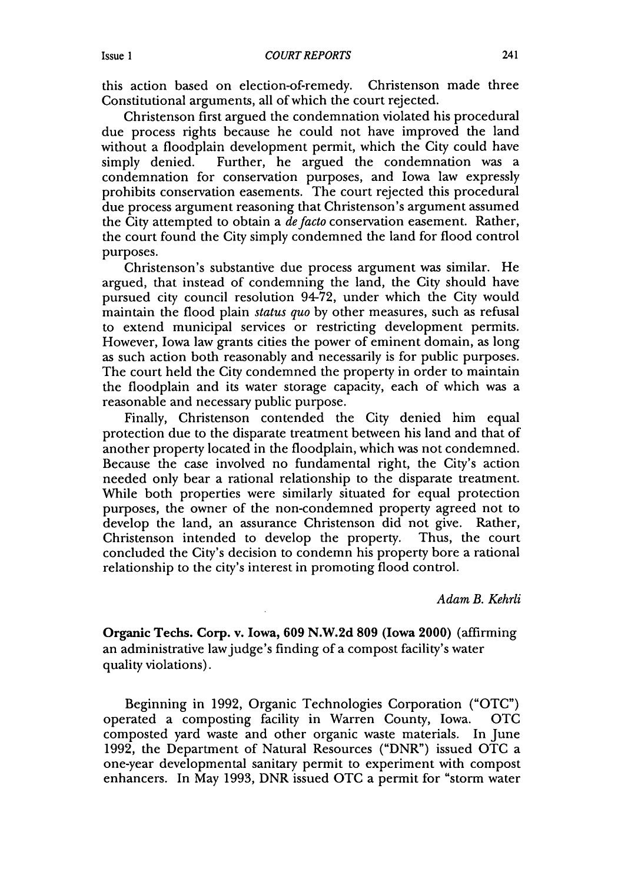this action based on election-of-remedy. Christenson made three Constitutional arguments, all of which the court rejected.

Christenson first argued the condemnation violated his procedural due process rights because he could not have improved the land without a floodplain development permit, which the City could have simply denied. Further, he argued the condemnation was a condemnation for conservation purposes, and Iowa law expressly prohibits conservation easements. The court rejected this procedural due process argument reasoning that Christenson's argument assumed the City attempted to obtain a *de facto* conservation easement. Rather, the court found the City simply condemned the land for flood control purposes.

Christenson's substantive due process argument was similar. He argued, that instead of condemning the land, the City should have pursued city council resolution 94-72, under which the City would maintain the flood plain *status quo* by other measures, such as refusal to extend municipal services or restricting development permits. However, Iowa law grants cities the power of eminent domain, as long as such action both reasonably and necessarily is for public purposes. The court held the City condemned the property in order to maintain the floodplain and its water storage capacity, each of which was a reasonable and necessary public purpose.

Finally, Christenson contended the City denied him equal protection due to the disparate treatment between his land and that of another property located in the floodplain, which was not condemned. Because the case involved no fundamental right, the City's action needed only bear a rational relationship to the disparate treatment. While both properties were similarly situated for equal protection purposes, the owner of the non-condemned property agreed not to develop the land, an assurance Christenson did not give. Rather, Christenson intended to develop the property. Thus, the court concluded the City's decision to condemn his property bore a rational relationship to the city's interest in promoting flood control.

*Adam B. Kehrli*

**Organic Techs. Corp. v. Iowa, 609 N.W.2d 809 (Iowa 2000)** (affirming an administrative law judge's finding of a compost facility's water quality violations).

Beginning in 1992, Organic Technologies Corporation ("OTC") operated a composting facility in Warren County, Iowa. OTC composted yard waste and other organic waste materials. In June 1992, the Department of Natural Resources ("DNR") issued OTC a one-year developmental sanitary permit to experiment with compost enhancers. In May 1993, DNR issued OTC a permit for "storm water